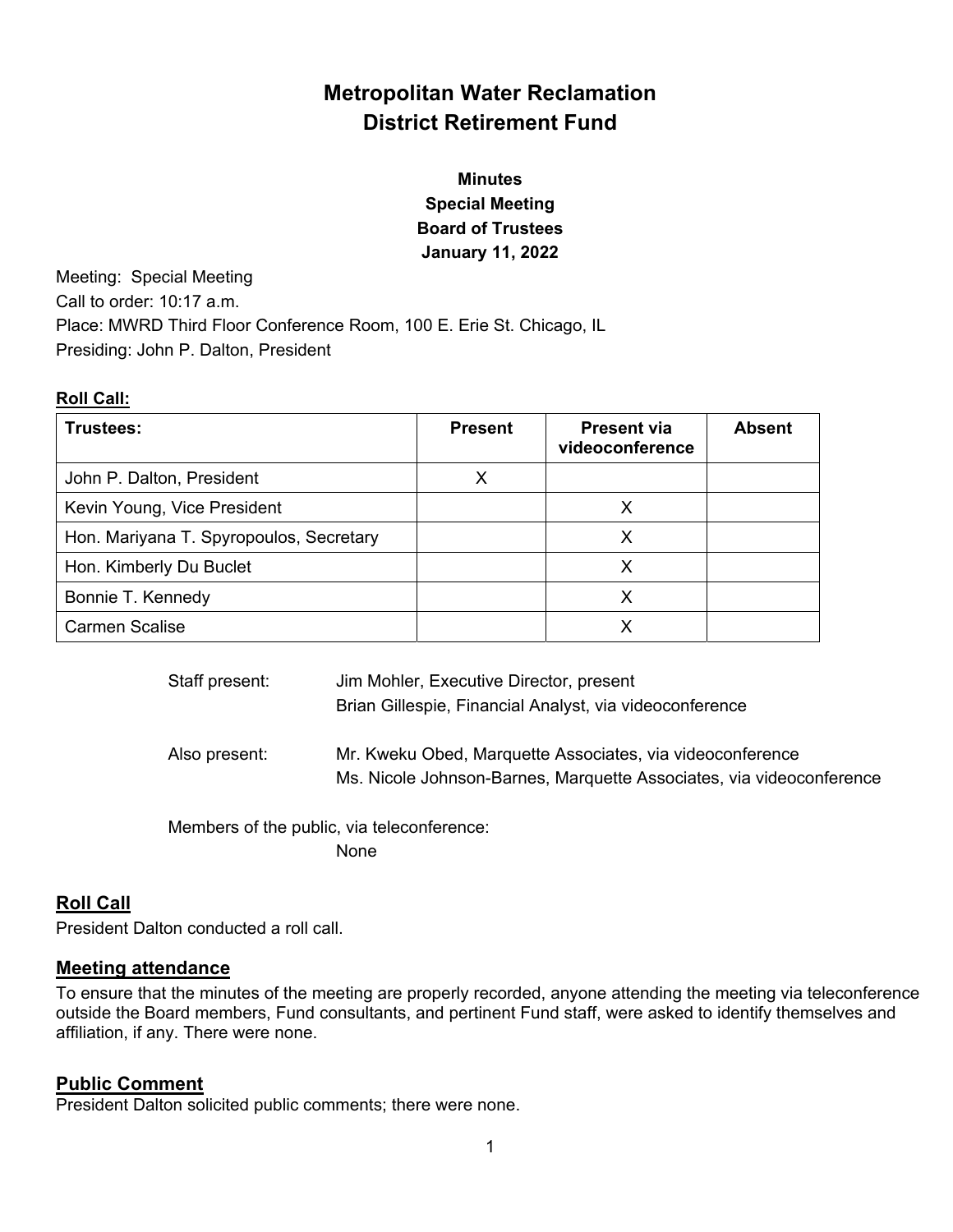# Metropolitan Water Reclamation District Retirement Fund

## Minutes
## Special Meeting
## Board of Trustees
## January 11, 2022

Meeting: Special Meeting
Call to order: 10:17 a.m.
Place: MWRD Third Floor Conference Room, 100 E. Erie St. Chicago, IL
Presiding: John P. Dalton, President

**Roll Call:**

| Trustees: | Present | Present via videoconference | Absent |
|---|---|---|---|
| John P. Dalton, President | X | | |
| Kevin Young, Vice President | | X | |
| Hon. Mariyana T. Spyropoulos, Secretary | | X | |
| Hon. Kimberly Du Buclet | | X | |
| Bonnie T. Kennedy | | X | |
| Carmen Scalise | | X | |

Staff present: Jim Mohler, Executive Director, present
Brian Gillespie, Financial Analyst, via videoconference

Also present: Mr. Kweku Obed, Marquette Associates, via videoconference
Ms. Nicole Johnson-Barnes, Marquette Associates, via videoconference

Members of the public, via teleconference:
None

## Roll Call

President Dalton conducted a roll call.

## Meeting attendance

To ensure that the minutes of the meeting are properly recorded, anyone attending the meeting via teleconference outside the Board members, Fund consultants, and pertinent Fund staff, were asked to identify themselves and affiliation, if any. There were none.

## Public Comment

President Dalton solicited public comments; there were none.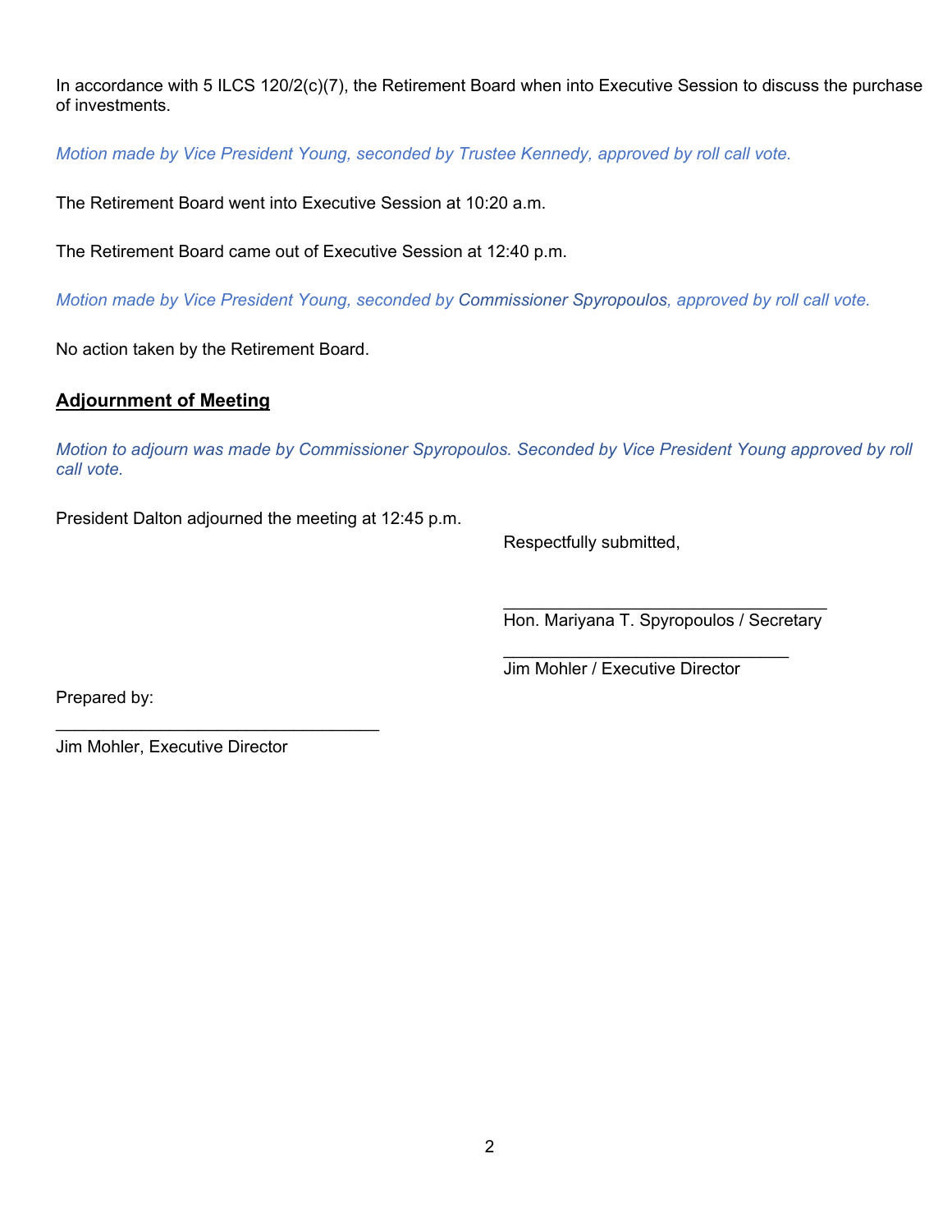In accordance with 5 ILCS 120/2(c)(7), the Retirement Board when into Executive Session to discuss the purchase of investments.

*Motion made by Vice President Young, seconded by Trustee Kennedy, approved by roll call vote.*

The Retirement Board went into Executive Session at 10:20 a.m.

The Retirement Board came out of Executive Session at 12:40 p.m.

*Motion made by Vice President Young, seconded by Commissioner Spyropoulos, approved by roll call vote.*

No action taken by the Retirement Board.

## Adjournment of Meeting

*Motion to adjourn was made by Commissioner Spyropoulos. Seconded by Vice President Young approved by roll call vote.*

President Dalton adjourned the meeting at 12:45 p.m.

Respectfully submitted,

___________________________________
Hon. Mariyana T. Spyropoulos / Secretary

______________________________
Jim Mohler / Executive Director

Prepared by:

___________________________________
Jim Mohler, Executive Director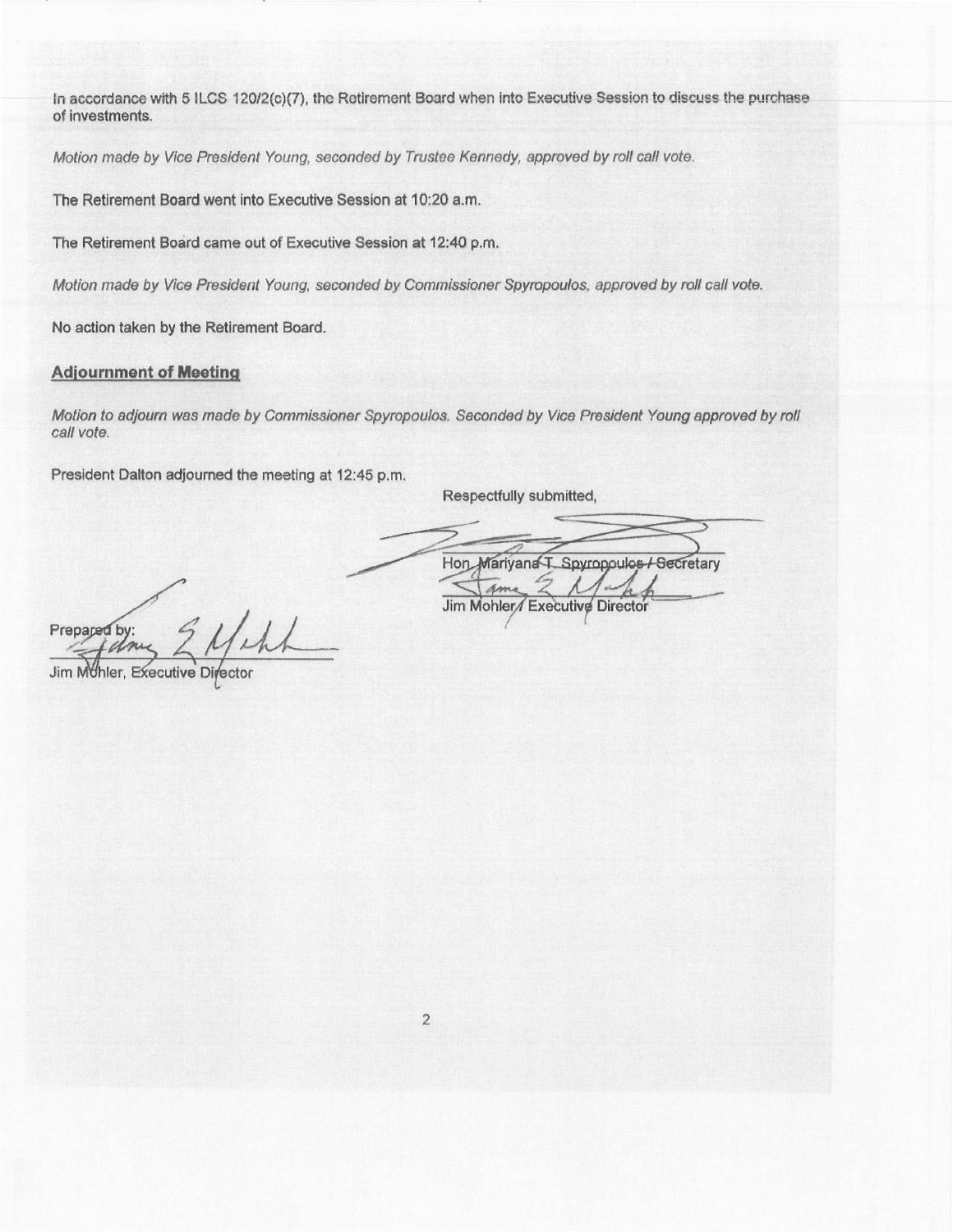In accordance with 5 ILCS 120/2(c)(7), the Retirement Board when into Executive Session to discuss the purchase of investments.

*Motion made by Vice President Young, seconded by Trustee Kennedy, approved by roll call vote.*

The Retirement Board went into Executive Session at 10:20 a.m.

The Retirement Board came out of Executive Session at 12:40 p.m.

*Motion made by Vice President Young, seconded by Commissioner Spyropoulos, approved by roll call vote.*

No action taken by the Retirement Board.

## Adjournment of Meeting

*Motion to adjourn was made by Commissioner Spyropoulos. Seconded by Vice President Young approved by roll call vote.*

President Dalton adjourned the meeting at 12:45 p.m.

Respectfully submitted,

Hon. Mariyana T. Spyropoulos / Secretary

Jim Mohler / Executive Director

Prepared by:

Jim Mohler, Executive Director